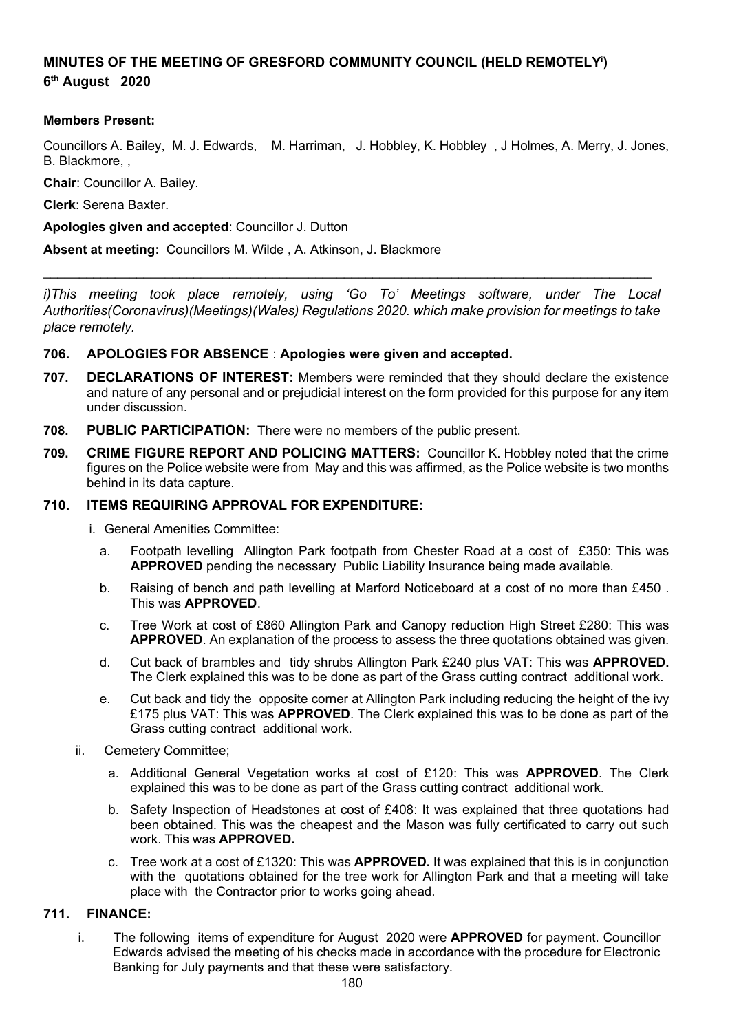# MINUTES OF THE MEETING OF GRESFORD COMMUNITY COUNCIL (HELD REMOTELY[i])

**6th August 2020**

**Members Present:**

Councillors A. Bailey, M. J. Edwards, M. Harriman, J. Hobbley, K. Hobbley , J Holmes, A. Merry, J. Jones, B. Blackmore, ,

**Chair**: Councillor A. Bailey.

**Clerk**: Serena Baxter.

**Apologies given and accepted**: Councillor J. Dutton

**Absent at meeting:** Councillors M. Wilde , A. Atkinson, J. Blackmore

---

*i)This meeting took place remotely, using 'Go To' Meetings software, under The Local Authorities(Coronavirus)(Meetings)(Wales) Regulations 2020. which make provision for meetings to take place remotely.*

**706. APOLOGIES FOR ABSENCE** : **Apologies were given and accepted.**

**707. DECLARATIONS OF INTEREST:** Members were reminded that they should declare the existence and nature of any personal and or prejudicial interest on the form provided for this purpose for any item under discussion.

**708. PUBLIC PARTICIPATION:** There were no members of the public present.

**709. CRIME FIGURE REPORT AND POLICING MATTERS:** Councillor K. Hobbley noted that the crime figures on the Police website were from May and this was affirmed, as the Police website is two months behind in its data capture.

**710. ITEMS REQUIRING APPROVAL FOR EXPENDITURE:**

i. General Amenities Committee:

a. Footpath levelling Allington Park footpath from Chester Road at a cost of £350: This was **APPROVED** pending the necessary Public Liability Insurance being made available.

b. Raising of bench and path levelling at Marford Noticeboard at a cost of no more than £450 . This was **APPROVED**.

c. Tree Work at cost of £860 Allington Park and Canopy reduction High Street £280: This was **APPROVED**. An explanation of the process to assess the three quotations obtained was given.

d. Cut back of brambles and tidy shrubs Allington Park £240 plus VAT: This was **APPROVED.** The Clerk explained this was to be done as part of the Grass cutting contract additional work.

e. Cut back and tidy the opposite corner at Allington Park including reducing the height of the ivy £175 plus VAT: This was **APPROVED**. The Clerk explained this was to be done as part of the Grass cutting contract additional work.

ii. Cemetery Committee;

a. Additional General Vegetation works at cost of £120: This was **APPROVED**. The Clerk explained this was to be done as part of the Grass cutting contract additional work.

b. Safety Inspection of Headstones at cost of £408: It was explained that three quotations had been obtained. This was the cheapest and the Mason was fully certificated to carry out such work. This was **APPROVED.**

c. Tree work at a cost of £1320: This was **APPROVED.** It was explained that this is in conjunction with the quotations obtained for the tree work for Allington Park and that a meeting will take place with the Contractor prior to works going ahead.

**711. FINANCE:**

i. The following items of expenditure for August 2020 were **APPROVED** for payment. Councillor Edwards advised the meeting of his checks made in accordance with the procedure for Electronic Banking for July payments and that these were satisfactory.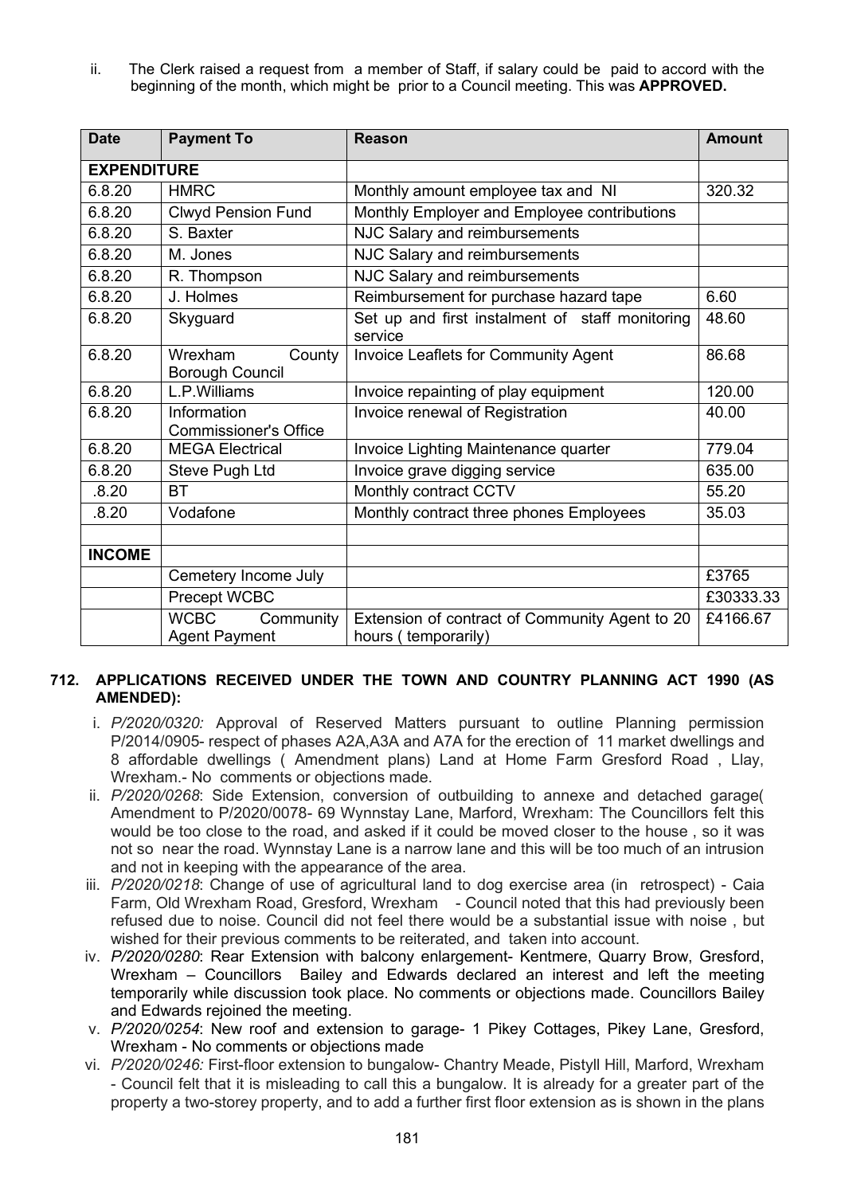ii. The Clerk raised a request from a member of Staff, if salary could be paid to accord with the beginning of the month, which might be prior to a Council meeting. This was **APPROVED.**

| Date | Payment To | Reason | Amount |
|---|---|---|---|
| **EXPENDITURE** | | | |
| 6.8.20 | HMRC | Monthly amount employee tax and NI | 320.32 |
| 6.8.20 | Clwyd Pension Fund | Monthly Employer and Employee contributions | |
| 6.8.20 | S. Baxter | NJC Salary and reimbursements | |
| 6.8.20 | M. Jones | NJC Salary and reimbursements | |
| 6.8.20 | R. Thompson | NJC Salary and reimbursements | |
| 6.8.20 | J. Holmes | Reimbursement for purchase hazard tape | 6.60 |
| 6.8.20 | Skyguard | Set up and first instalment of staff monitoring service | 48.60 |
| 6.8.20 | Wrexham County Borough Council | Invoice Leaflets for Community Agent | 86.68 |
| 6.8.20 | L.P.Williams | Invoice repainting of play equipment | 120.00 |
| 6.8.20 | Information Commissioner's Office | Invoice renewal of Registration | 40.00 |
| 6.8.20 | MEGA Electrical | Invoice Lighting Maintenance quarter | 779.04 |
| 6.8.20 | Steve Pugh Ltd | Invoice grave digging service | 635.00 |
| .8.20 | BT | Monthly contract CCTV | 55.20 |
| .8.20 | Vodafone | Monthly contract three phones Employees | 35.03 |
| | | | |
| **INCOME** | | | |
| | Cemetery Income July | | £3765 |
| | Precept WCBC | | £30333.33 |
| | WCBC Community Agent Payment | Extension of contract of Community Agent to 20 hours ( temporarily) | £4166.67 |

## 712. APPLICATIONS RECEIVED UNDER THE TOWN AND COUNTRY PLANNING ACT 1990 (AS AMENDED):

i. *P/2020/0320:* Approval of Reserved Matters pursuant to outline Planning permission P/2014/0905- respect of phases A2A,A3A and A7A for the erection of 11 market dwellings and 8 affordable dwellings ( Amendment plans) Land at Home Farm Gresford Road , Llay, Wrexham.- No comments or objections made.

ii. *P/2020/0268*: Side Extension, conversion of outbuilding to annexe and detached garage( Amendment to P/2020/0078- 69 Wynnstay Lane, Marford, Wrexham: The Councillors felt this would be too close to the road, and asked if it could be moved closer to the house , so it was not so near the road. Wynnstay Lane is a narrow lane and this will be too much of an intrusion and not in keeping with the appearance of the area.

iii. *P/2020/0218*: Change of use of agricultural land to dog exercise area (in retrospect) - Caia Farm, Old Wrexham Road, Gresford, Wrexham - Council noted that this had previously been refused due to noise. Council did not feel there would be a substantial issue with noise , but wished for their previous comments to be reiterated, and taken into account.

iv. *P/2020/0280*: Rear Extension with balcony enlargement- Kentmere, Quarry Brow, Gresford, Wrexham – Councillors Bailey and Edwards declared an interest and left the meeting temporarily while discussion took place. No comments or objections made. Councillors Bailey and Edwards rejoined the meeting.

v. *P/2020/0254*: New roof and extension to garage- 1 Pikey Cottages, Pikey Lane, Gresford, Wrexham - No comments or objections made

vi. *P/2020/0246:* First-floor extension to bungalow- Chantry Meade, Pistyll Hill, Marford, Wrexham - Council felt that it is misleading to call this a bungalow. It is already for a greater part of the property a two-storey property, and to add a further first floor extension as is shown in the plans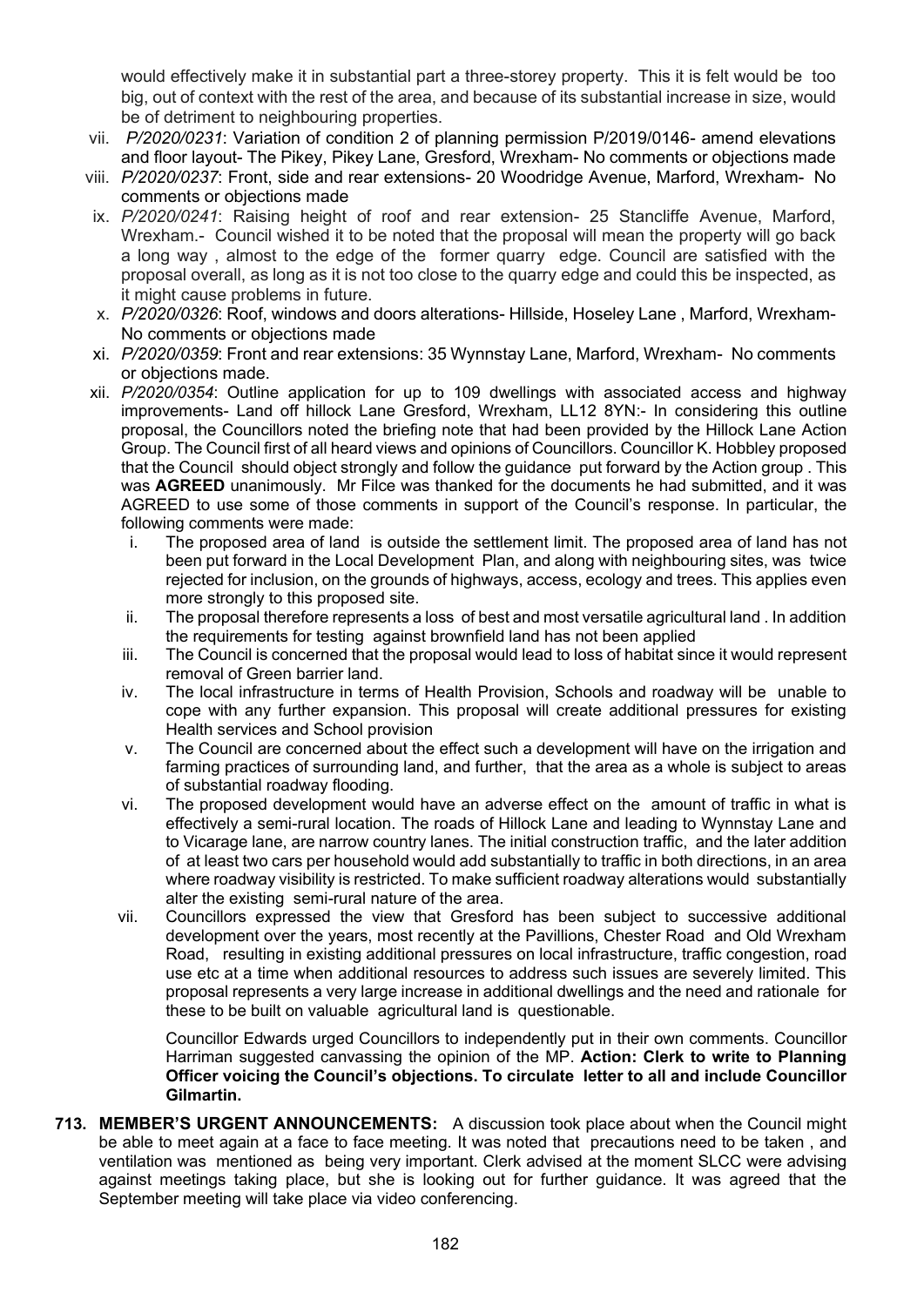would effectively make it in substantial part a three-storey property. This it is felt would be too big, out of context with the rest of the area, and because of its substantial increase in size, would be of detriment to neighbouring properties.

vii. *P/2020/0231*: Variation of condition 2 of planning permission P/2019/0146- amend elevations and floor layout- The Pikey, Pikey Lane, Gresford, Wrexham- No comments or objections made

viii. *P/2020/0237*: Front, side and rear extensions- 20 Woodridge Avenue, Marford, Wrexham- No comments or objections made

ix. *P/2020/0241*: Raising height of roof and rear extension- 25 Stancliffe Avenue, Marford, Wrexham.- Council wished it to be noted that the proposal will mean the property will go back a long way , almost to the edge of the former quarry edge. Council are satisfied with the proposal overall, as long as it is not too close to the quarry edge and could this be inspected, as it might cause problems in future.

x. *P/2020/0326*: Roof, windows and doors alterations- Hillside, Hoseley Lane , Marford, Wrexham- No comments or objections made

xi. *P/2020/0359*: Front and rear extensions: 35 Wynnstay Lane, Marford, Wrexham- No comments or objections made.

xii. *P/2020/0354*: Outline application for up to 109 dwellings with associated access and highway improvements- Land off hillock Lane Gresford, Wrexham, LL12 8YN:- In considering this outline proposal, the Councillors noted the briefing note that had been provided by the Hillock Lane Action Group. The Council first of all heard views and opinions of Councillors. Councillor K. Hobbley proposed that the Council should object strongly and follow the guidance put forward by the Action group . This was **AGREED** unanimously. Mr Filce was thanked for the documents he had submitted, and it was AGREED to use some of those comments in support of the Council's response. In particular, the following comments were made:

   i. The proposed area of land is outside the settlement limit. The proposed area of land has not been put forward in the Local Development Plan, and along with neighbouring sites, was twice rejected for inclusion, on the grounds of highways, access, ecology and trees. This applies even more strongly to this proposed site.

   ii. The proposal therefore represents a loss of best and most versatile agricultural land . In addition the requirements for testing against brownfield land has not been applied

   iii. The Council is concerned that the proposal would lead to loss of habitat since it would represent removal of Green barrier land.

   iv. The local infrastructure in terms of Health Provision, Schools and roadway will be unable to cope with any further expansion. This proposal will create additional pressures for existing Health services and School provision

   v. The Council are concerned about the effect such a development will have on the irrigation and farming practices of surrounding land, and further, that the area as a whole is subject to areas of substantial roadway flooding.

   vi. The proposed development would have an adverse effect on the amount of traffic in what is effectively a semi-rural location. The roads of Hillock Lane and leading to Wynnstay Lane and to Vicarage lane, are narrow country lanes. The initial construction traffic, and the later addition of at least two cars per household would add substantially to traffic in both directions, in an area where roadway visibility is restricted. To make sufficient roadway alterations would substantially alter the existing semi-rural nature of the area.

   vii. Councillors expressed the view that Gresford has been subject to successive additional development over the years, most recently at the Pavillions, Chester Road and Old Wrexham Road, resulting in existing additional pressures on local infrastructure, traffic congestion, road use etc at a time when additional resources to address such issues are severely limited. This proposal represents a very large increase in additional dwellings and the need and rationale for these to be built on valuable agricultural land is questionable.

   Councillor Edwards urged Councillors to independently put in their own comments. Councillor Harriman suggested canvassing the opinion of the MP. **Action: Clerk to write to Planning Officer voicing the Council's objections. To circulate letter to all and include Councillor Gilmartin.**

**713. MEMBER'S URGENT ANNOUNCEMENTS:** A discussion took place about when the Council might be able to meet again at a face to face meeting. It was noted that precautions need to be taken , and ventilation was mentioned as being very important. Clerk advised at the moment SLCC were advising against meetings taking place, but she is looking out for further guidance. It was agreed that the September meeting will take place via video conferencing.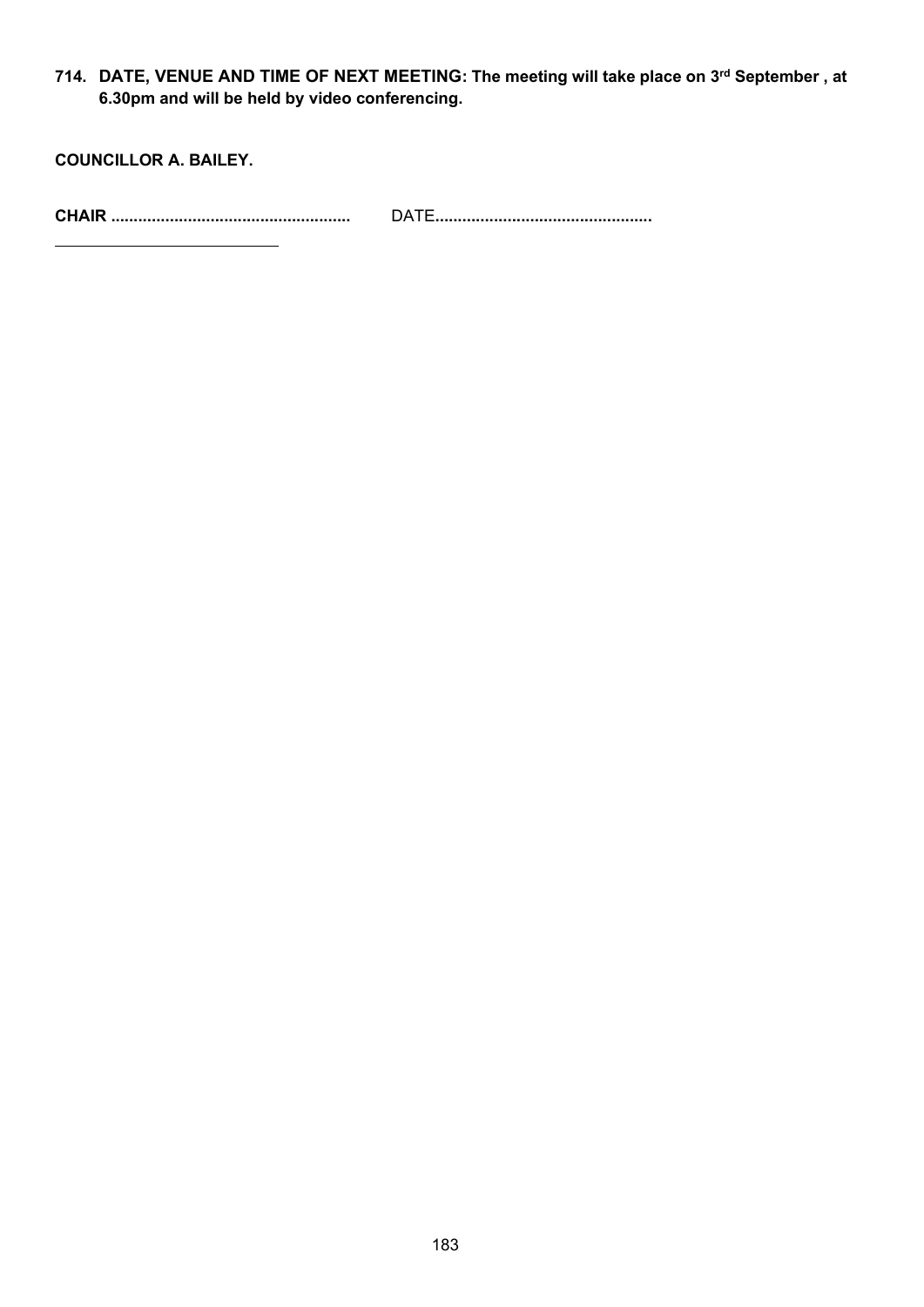**714. DATE, VENUE AND TIME OF NEXT MEETING: The meeting will take place on 3rd September , at 6.30pm and will be held by video conferencing.**

**COUNCILLOR A. BAILEY.**

**CHAIR ....................................................** DATE**...............................................**